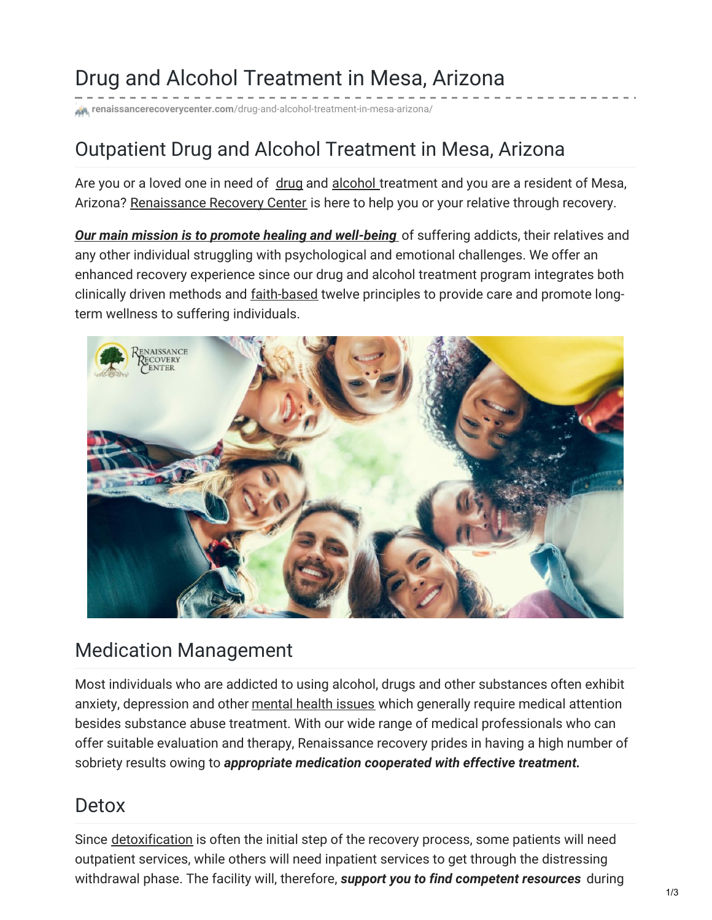# Drug and Alcohol Treatment in Mesa, Arizona

renaissancerecoverycenter.com/drug-and-alcohol-treatment-in-mesa-arizona/

## Outpatient Drug and Alcohol Treatment in Mesa, Arizona

Are you or a loved one in need of drug and alcohol treatment and you are a resident of Mesa, Arizona? Renaissance Recovery Center is here to help you or your relative through recovery.

***Our main mission is to promote healing and well-being*** of suffering addicts, their relatives and any other individual struggling with psychological and emotional challenges. We offer an enhanced recovery experience since our drug and alcohol treatment program integrates both clinically driven methods and faith-based twelve principles to provide care and promote long-term wellness to suffering individuals.

## Medication Management

Most individuals who are addicted to using alcohol, drugs and other substances often exhibit anxiety, depression and other mental health issues which generally require medical attention besides substance abuse treatment. With our wide range of medical professionals who can offer suitable evaluation and therapy, Renaissance recovery prides in having a high number of sobriety results owing to ***appropriate medication cooperated with effective treatment.***

## Detox

Since detoxification is often the initial step of the recovery process, some patients will need outpatient services, while others will need inpatient services to get through the distressing withdrawal phase. The facility will, therefore, ***support you to find competent resources*** during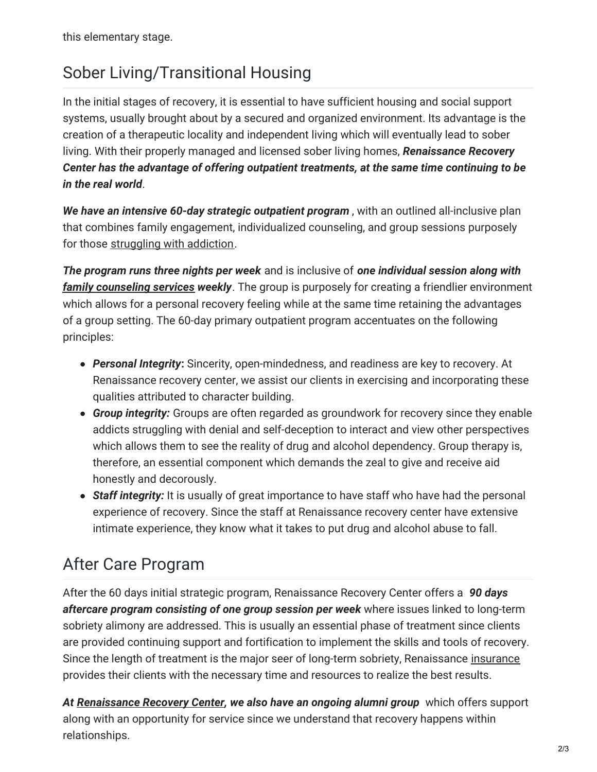this elementary stage.

## Sober Living/Transitional Housing

In the initial stages of recovery, it is essential to have sufficient housing and social support systems, usually brought about by a secured and organized environment. Its advantage is the creation of a therapeutic locality and independent living which will eventually lead to sober living. With their properly managed and licensed sober living homes, ***Renaissance Recovery Center has the advantage of offering outpatient treatments, at the same time continuing to be in the real world***.

***We have an intensive 60-day strategic outpatient program*** , with an outlined all-inclusive plan that combines family engagement, individualized counseling, and group sessions purposely for those struggling with addiction.

***The program runs three nights per week*** and is inclusive of ***one individual session along with family counseling services weekly***. The group is purposely for creating a friendlier environment which allows for a personal recovery feeling while at the same time retaining the advantages of a group setting. The 60-day primary outpatient program accentuates on the following principles:

- ***Personal Integrity*:** Sincerity, open-mindedness, and readiness are key to recovery. At Renaissance recovery center, we assist our clients in exercising and incorporating these qualities attributed to character building.
- ***Group integrity:*** Groups are often regarded as groundwork for recovery since they enable addicts struggling with denial and self-deception to interact and view other perspectives which allows them to see the reality of drug and alcohol dependency. Group therapy is, therefore, an essential component which demands the zeal to give and receive aid honestly and decorously.
- ***Staff integrity:*** It is usually of great importance to have staff who have had the personal experience of recovery. Since the staff at Renaissance recovery center have extensive intimate experience, they know what it takes to put drug and alcohol abuse to fall.

## After Care Program

After the 60 days initial strategic program, Renaissance Recovery Center offers a ***90 days aftercare program consisting of one group session per week*** where issues linked to long-term sobriety alimony are addressed. This is usually an essential phase of treatment since clients are provided continuing support and fortification to implement the skills and tools of recovery. Since the length of treatment is the major seer of long-term sobriety, Renaissance insurance provides their clients with the necessary time and resources to realize the best results.

***At Renaissance Recovery Center, we also have an ongoing alumni group*** which offers support along with an opportunity for service since we understand that recovery happens within relationships.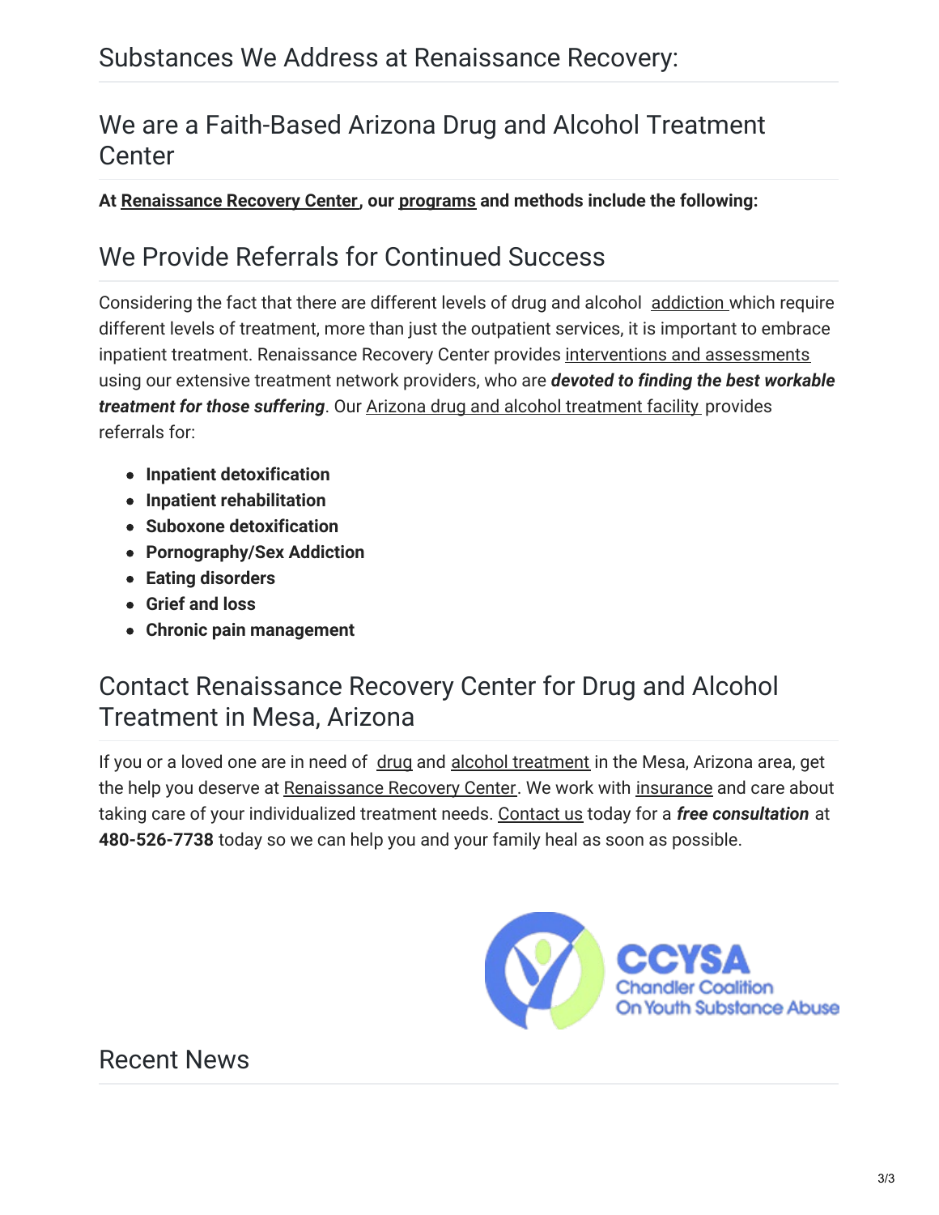## Substances We Address at Renaissance Recovery:

## We are a Faith-Based Arizona Drug and Alcohol Treatment Center

**At Renaissance Recovery Center, our programs and methods include the following:**

## We Provide Referrals for Continued Success

Considering the fact that there are different levels of drug and alcohol addiction which require different levels of treatment, more than just the outpatient services, it is important to embrace inpatient treatment. Renaissance Recovery Center provides interventions and assessments using our extensive treatment network providers, who are ***devoted to finding the best workable treatment for those suffering***. Our Arizona drug and alcohol treatment facility provides referrals for:

- **Inpatient detoxification**
- **Inpatient rehabilitation**
- **Suboxone detoxification**
- **Pornography/Sex Addiction**
- **Eating disorders**
- **Grief and loss**
- **Chronic pain management**

## Contact Renaissance Recovery Center for Drug and Alcohol Treatment in Mesa, Arizona

If you or a loved one are in need of drug and alcohol treatment in the Mesa, Arizona area, get the help you deserve at Renaissance Recovery Center. We work with insurance and care about taking care of your individualized treatment needs. Contact us today for a ***free consultation*** at **480-526-7738** today so we can help you and your family heal as soon as possible.

CCYSA
Chandler Coalition On Youth Substance Abuse

## Recent News